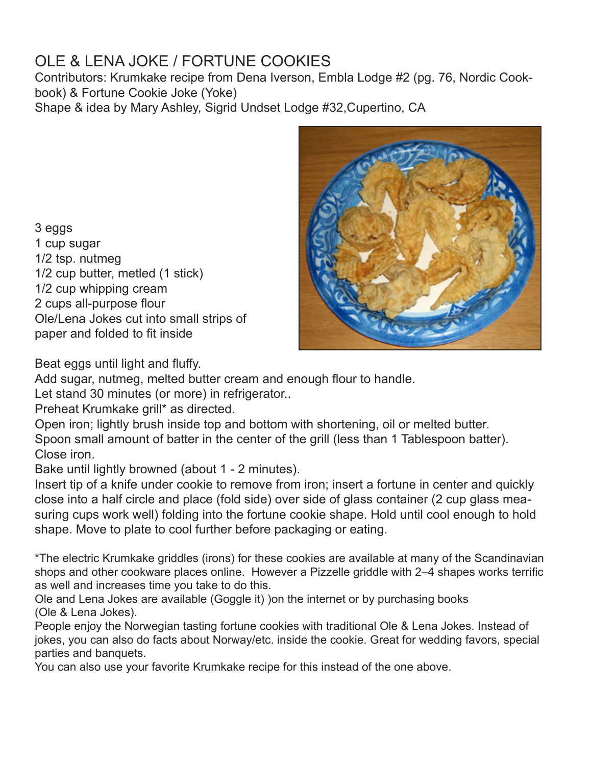# OLE & LENA JOKE / FORTUNE COOKIES

Contributors: Krumkake recipe from Dena Iverson, Embla Lodge #2 (pg. 76, Nordic Cookbook) & Fortune Cookie Joke (Yoke)
Shape & idea by Mary Ashley, Sigrid Undset Lodge #32,Cupertino, CA

3 eggs
1 cup sugar
1/2 tsp. nutmeg
1/2 cup butter, metled (1 stick)
1/2 cup whipping cream
2 cups all-purpose flour
Ole/Lena Jokes cut into small strips of paper and folded to fit inside

Beat eggs until light and fluffy.
Add sugar, nutmeg, melted butter cream and enough flour to handle.
Let stand 30 minutes (or more) in refrigerator..
Preheat Krumkake grill* as directed.
Open iron; lightly brush inside top and bottom with shortening, oil or melted butter.
Spoon small amount of batter in the center of the grill (less than 1 Tablespoon batter).
Close iron.
Bake until lightly browned (about 1 - 2 minutes).
Insert tip of a knife under cookie to remove from iron; insert a fortune in center and quickly close into a half circle and place (fold side) over side of glass container (2 cup glass measuring cups work well) folding into the fortune cookie shape. Hold until cool enough to hold shape. Move to plate to cool further before packaging or eating.

*The electric Krumkake griddles (irons) for these cookies are available at many of the Scandinavian shops and other cookware places online. However a Pizzelle griddle with 2–4 shapes works terrific as well and increases time you take to do this.
Ole and Lena Jokes are available (Goggle it) )on the internet or by purchasing books (Ole & Lena Jokes).
People enjoy the Norwegian tasting fortune cookies with traditional Ole & Lena Jokes. Instead of jokes, you can also do facts about Norway/etc. inside the cookie. Great for wedding favors, special parties and banquets.
You can also use your favorite Krumkake recipe for this instead of the one above.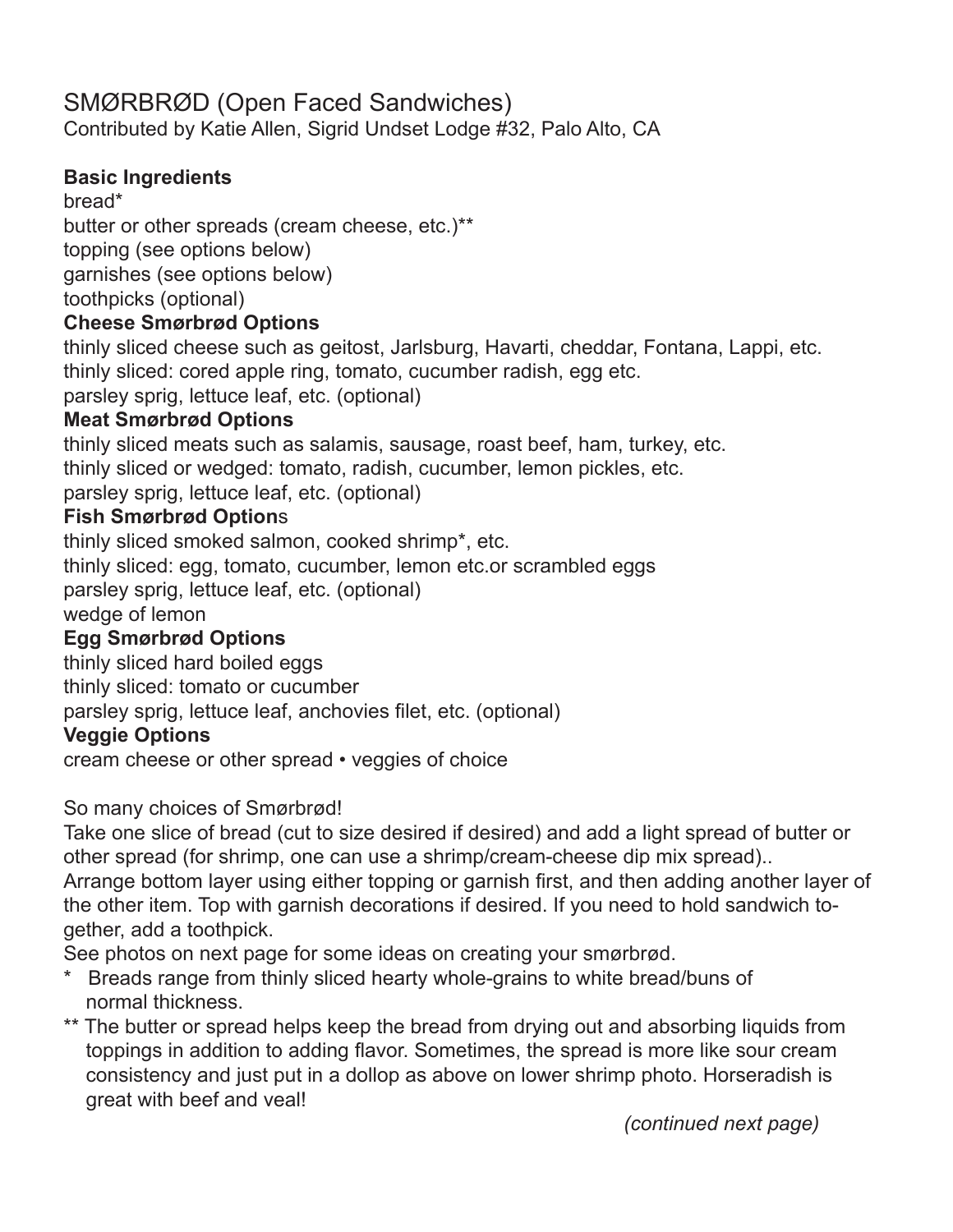# SMØRBRØD (Open Faced Sandwiches)

Contributed by Katie Allen, Sigrid Undset Lodge #32, Palo Alto, CA

**Basic Ingredients**

bread*
butter or other spreads (cream cheese, etc.)**
topping (see options below)
garnishes (see options below)
toothpicks (optional)

**Cheese Smørbrød Options**

thinly sliced cheese such as geitost, Jarlsburg, Havarti, cheddar, Fontana, Lappi, etc.
thinly sliced: cored apple ring, tomato, cucumber radish, egg etc.
parsley sprig, lettuce leaf, etc. (optional)

**Meat Smørbrød Options**

thinly sliced meats such as salamis, sausage, roast beef, ham, turkey, etc.
thinly sliced or wedged: tomato, radish, cucumber, lemon pickles, etc.
parsley sprig, lettuce leaf, etc. (optional)

**Fish Smørbrød Option**s

thinly sliced smoked salmon, cooked shrimp*, etc.
thinly sliced: egg, tomato, cucumber, lemon etc.or scrambled eggs
parsley sprig, lettuce leaf, etc. (optional)
wedge of lemon

**Egg Smørbrød Options**

thinly sliced hard boiled eggs
thinly sliced: tomato or cucumber
parsley sprig, lettuce leaf, anchovies filet, etc. (optional)

**Veggie Options**

cream cheese or other spread • veggies of choice

So many choices of Smørbrød!

Take one slice of bread (cut to size desired if desired) and add a light spread of butter or other spread (for shrimp, one can use a shrimp/cream-cheese dip mix spread)..
Arrange bottom layer using either topping or garnish first, and then adding another layer of the other item. Top with garnish decorations if desired. If you need to hold sandwich together, add a toothpick.
See photos on next page for some ideas on creating your smørbrød.

\* Breads range from thinly sliced hearty whole-grains to white bread/buns of normal thickness.

** The butter or spread helps keep the bread from drying out and absorbing liquids from toppings in addition to adding flavor. Sometimes, the spread is more like sour cream consistency and just put in a dollop as above on lower shrimp photo. Horseradish is great with beef and veal!

*(continued next page)*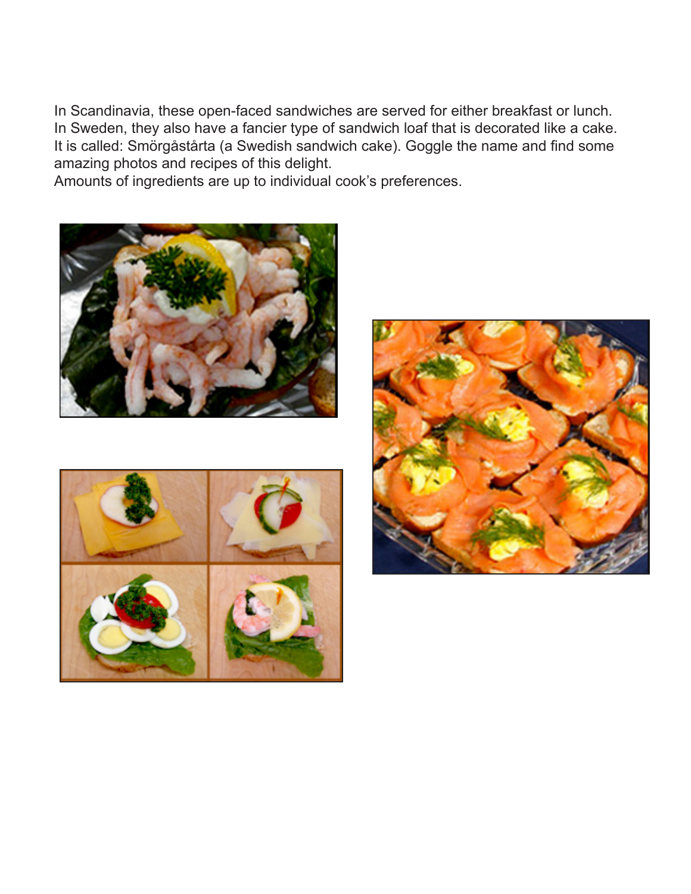In Scandinavia, these open-faced sandwiches are served for either breakfast or lunch. In Sweden, they also have a fancier type of sandwich loaf that is decorated like a cake. It is called: Smörgåstårta (a Swedish sandwich cake). Goggle the name and find some amazing photos and recipes of this delight.
Amounts of ingredients are up to individual cook's preferences.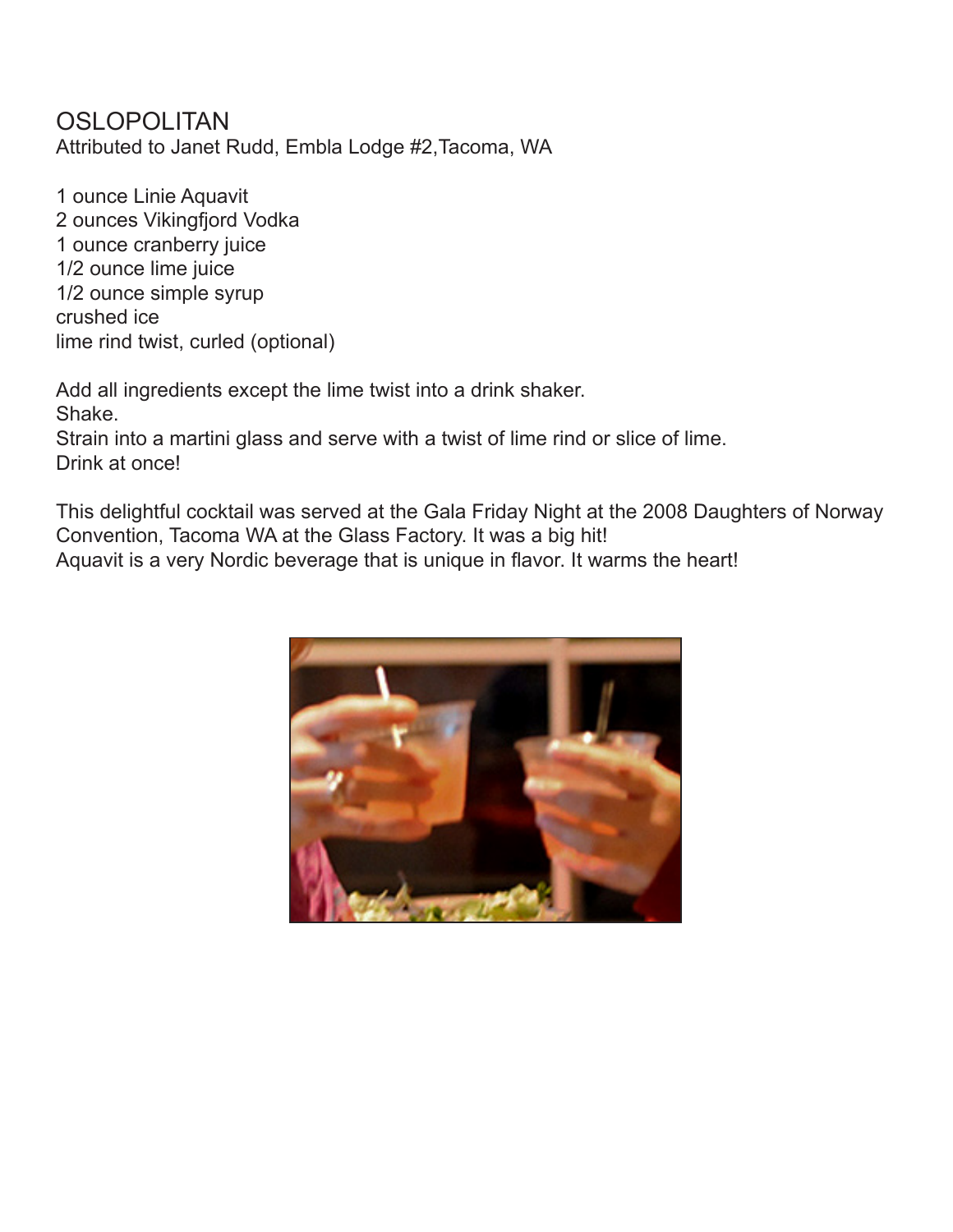# OSLOPOLITAN

Attributed to Janet Rudd, Embla Lodge #2,Tacoma, WA

1 ounce Linie Aquavit
2 ounces Vikingfjord Vodka
1 ounce cranberry juice
1/2 ounce lime juice
1/2 ounce simple syrup
crushed ice
lime rind twist, curled (optional)

Add all ingredients except the lime twist into a drink shaker.
Shake.
Strain into a martini glass and serve with a twist of lime rind or slice of lime.
Drink at once!

This delightful cocktail was served at the Gala Friday Night at the 2008 Daughters of Norway Convention, Tacoma WA at the Glass Factory. It was a big hit!
Aquavit is a very Nordic beverage that is unique in flavor. It warms the heart!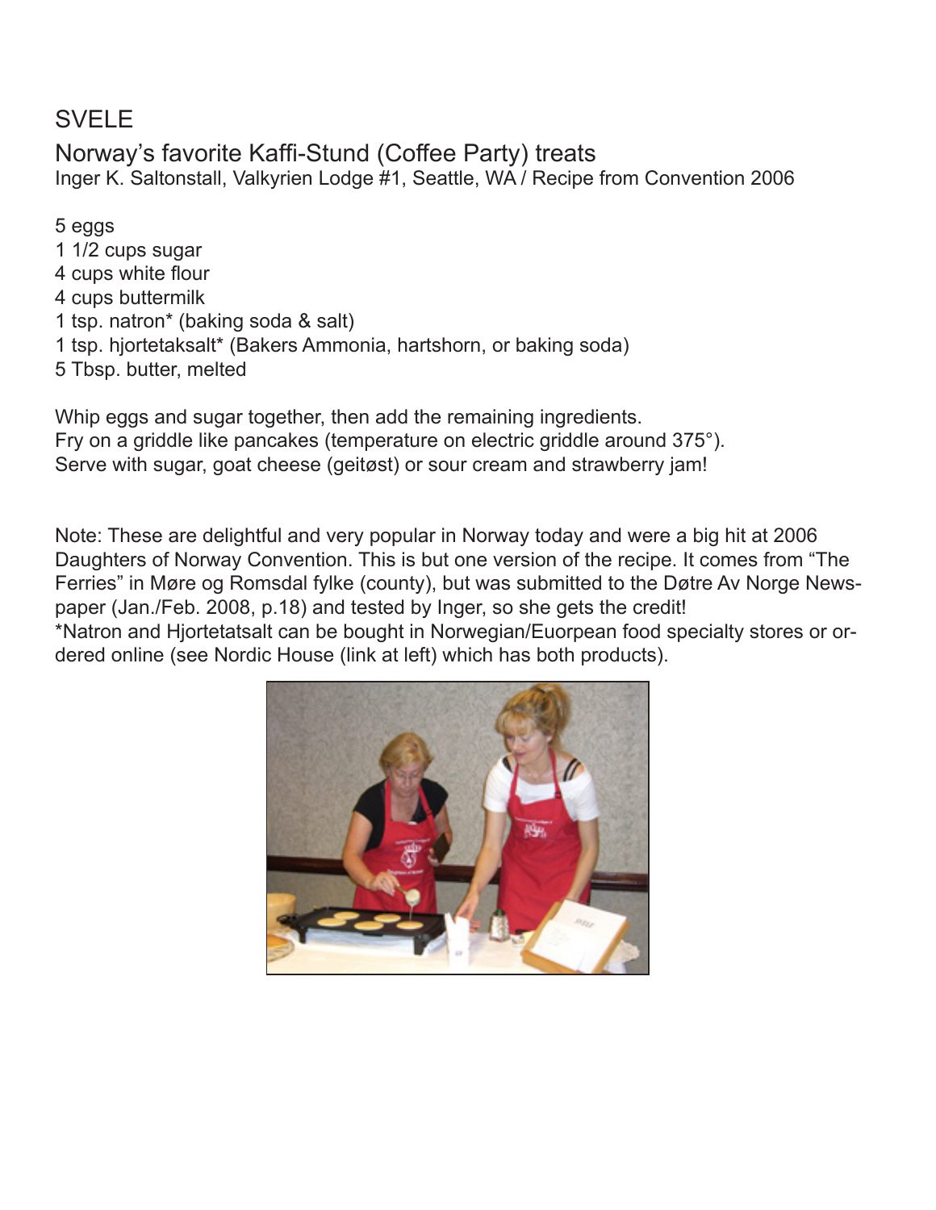# SVELE

## Norway's favorite Kaffi-Stund (Coffee Party) treats

Inger K. Saltonstall, Valkyrien Lodge #1, Seattle, WA / Recipe from Convention 2006

5 eggs
1 1/2 cups sugar
4 cups white flour
4 cups buttermilk
1 tsp. natron* (baking soda & salt)
1 tsp. hjortetaksalt* (Bakers Ammonia, hartshorn, or baking soda)
5 Tbsp. butter, melted

Whip eggs and sugar together, then add the remaining ingredients.
Fry on a griddle like pancakes (temperature on electric griddle around 375°).
Serve with sugar, goat cheese (geitøst) or sour cream and strawberry jam!

Note: These are delightful and very popular in Norway today and were a big hit at 2006 Daughters of Norway Convention. This is but one version of the recipe. It comes from "The Ferries" in Møre og Romsdal fylke (county), but was submitted to the Døtre Av Norge Newspaper (Jan./Feb. 2008, p.18) and tested by Inger, so she gets the credit!
*Natron and Hjortetatsalt can be bought in Norwegian/Euorpean food specialty stores or ordered online (see Nordic House (link at left) which has both products).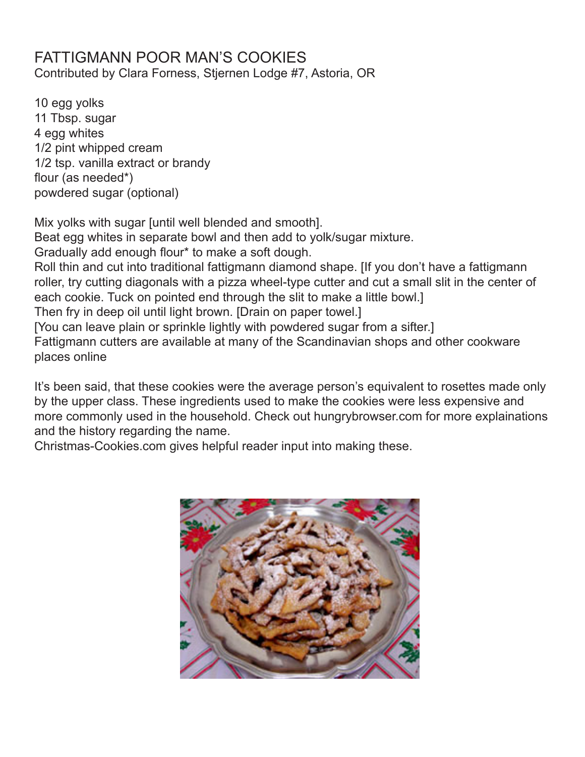# FATTIGMANN POOR MAN'S COOKIES

Contributed by Clara Forness, Stjernen Lodge #7, Astoria, OR

10 egg yolks  
11 Tbsp. sugar  
4 egg whites  
1/2 pint whipped cream  
1/2 tsp. vanilla extract or brandy  
flour (as needed*)  
powdered sugar (optional)

Mix yolks with sugar [until well blended and smooth].  
Beat egg whites in separate bowl and then add to yolk/sugar mixture.  
Gradually add enough flour* to make a soft dough.  
Roll thin and cut into traditional fattigmann diamond shape. [If you don't have a fattigmann roller, try cutting diagonals with a pizza wheel-type cutter and cut a small slit in the center of each cookie. Tuck on pointed end through the slit to make a little bowl.]  
Then fry in deep oil until light brown. [Drain on paper towel.]  
[You can leave plain or sprinkle lightly with powdered sugar from a sifter.]  
Fattigmann cutters are available at many of the Scandinavian shops and other cookware places online

It's been said, that these cookies were the average person's equivalent to rosettes made only by the upper class. These ingredients used to make the cookies were less expensive and more commonly used in the household. Check out hungrybrowser.com for more explainations and the history regarding the name.  
Christmas-Cookies.com gives helpful reader input into making these.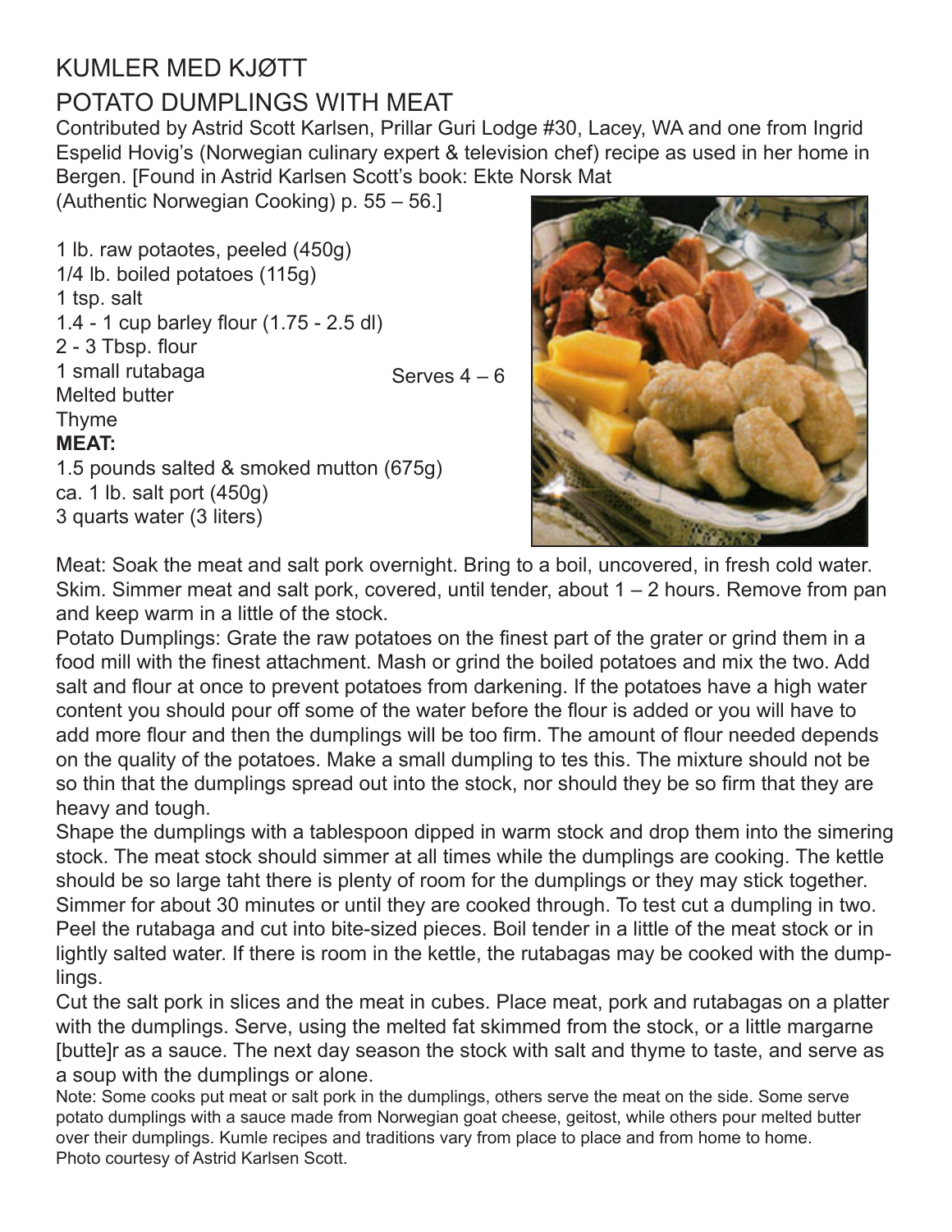# KUMLER MED KJØTT

# POTATO DUMPLINGS WITH MEAT

Contributed by Astrid Scott Karlsen, Prillar Guri Lodge #30, Lacey, WA and one from Ingrid Espelid Hovig's (Norwegian culinary expert & television chef) recipe as used in her home in Bergen. [Found in Astrid Karlsen Scott's book: Ekte Norsk Mat (Authentic Norwegian Cooking) p. 55 – 56.]

Serves 4 – 6

1 lb. raw potaotes, peeled (450g)
1/4 lb. boiled potatoes (115g)
1 tsp. salt
1.4 - 1 cup barley flour (1.75 - 2.5 dl)
2 - 3 Tbsp. flour
1 small rutabaga
Melted butter
Thyme

**MEAT:**

1.5 pounds salted & smoked mutton (675g)
ca. 1 lb. salt port (450g)
3 quarts water (3 liters)

Meat: Soak the meat and salt pork overnight. Bring to a boil, uncovered, in fresh cold water. Skim. Simmer meat and salt pork, covered, until tender, about 1 – 2 hours. Remove from pan and keep warm in a little of the stock.

Potato Dumplings: Grate the raw potatoes on the finest part of the grater or grind them in a food mill with the finest attachment. Mash or grind the boiled potatoes and mix the two. Add salt and flour at once to prevent potatoes from darkening. If the potatoes have a high water content you should pour off some of the water before the flour is added or you will have to add more flour and then the dumplings will be too firm. The amount of flour needed depends on the quality of the potatoes. Make a small dumpling to tes this. The mixture should not be so thin that the dumplings spread out into the stock, nor should they be so firm that they are heavy and tough.

Shape the dumplings with a tablespoon dipped in warm stock and drop them into the simering stock. The meat stock should simmer at all times while the dumplings are cooking. The kettle should be so large taht there is plenty of room for the dumplings or they may stick together. Simmer for about 30 minutes or until they are cooked through. To test cut a dumpling in two.

Peel the rutabaga and cut into bite-sized pieces. Boil tender in a little of the meat stock or in lightly salted water. If there is room in the kettle, the rutabagas may be cooked with the dumplings.

Cut the salt pork in slices and the meat in cubes. Place meat, pork and rutabagas on a platter with the dumplings. Serve, using the melted fat skimmed from the stock, or a little margarne [butte]r as a sauce. The next day season the stock with salt and thyme to taste, and serve as a soup with the dumplings or alone.

Note: Some cooks put meat or salt pork in the dumplings, others serve the meat on the side. Some serve potato dumplings with a sauce made from Norwegian goat cheese, geitost, while others pour melted butter over their dumplings. Kumle recipes and traditions vary from place to place and from home to home.

Photo courtesy of Astrid Karlsen Scott.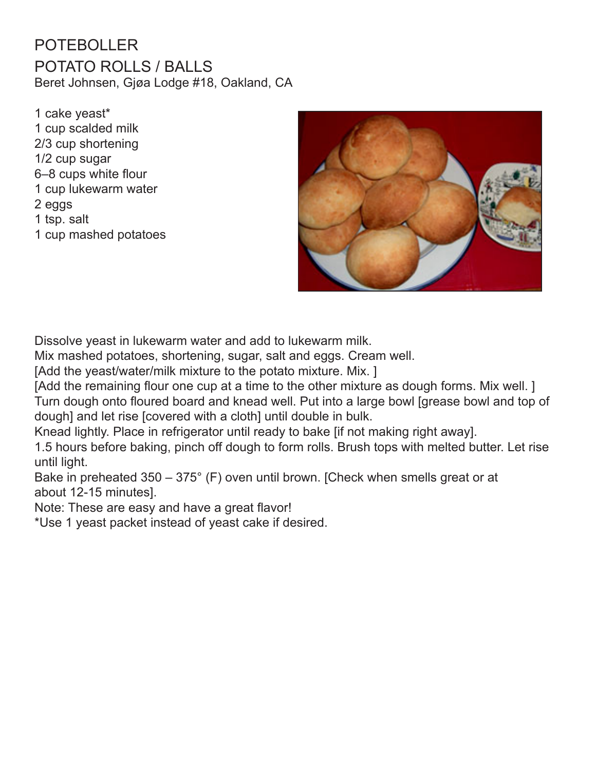# POTEBOLLER

## POTATO ROLLS / BALLS

Beret Johnsen, Gjøa Lodge #18, Oakland, CA

1 cake yeast*
1 cup scalded milk
2/3 cup shortening
1/2 cup sugar
6–8 cups white flour
1 cup lukewarm water
2 eggs
1 tsp. salt
1 cup mashed potatoes

Dissolve yeast in lukewarm water and add to lukewarm milk.
Mix mashed potatoes, shortening, sugar, salt and eggs. Cream well.
[Add the yeast/water/milk mixture to the potato mixture. Mix. ]
[Add the remaining flour one cup at a time to the other mixture as dough forms. Mix well. ]
Turn dough onto floured board and knead well. Put into a large bowl [grease bowl and top of dough] and let rise [covered with a cloth] until double in bulk.
Knead lightly. Place in refrigerator until ready to bake [if not making right away].
1.5 hours before baking, pinch off dough to form rolls. Brush tops with melted butter. Let rise until light.
Bake in preheated 350 – 375° (F) oven until brown. [Check when smells great or at about 12-15 minutes].
Note: These are easy and have a great flavor!
*Use 1 yeast packet instead of yeast cake if desired.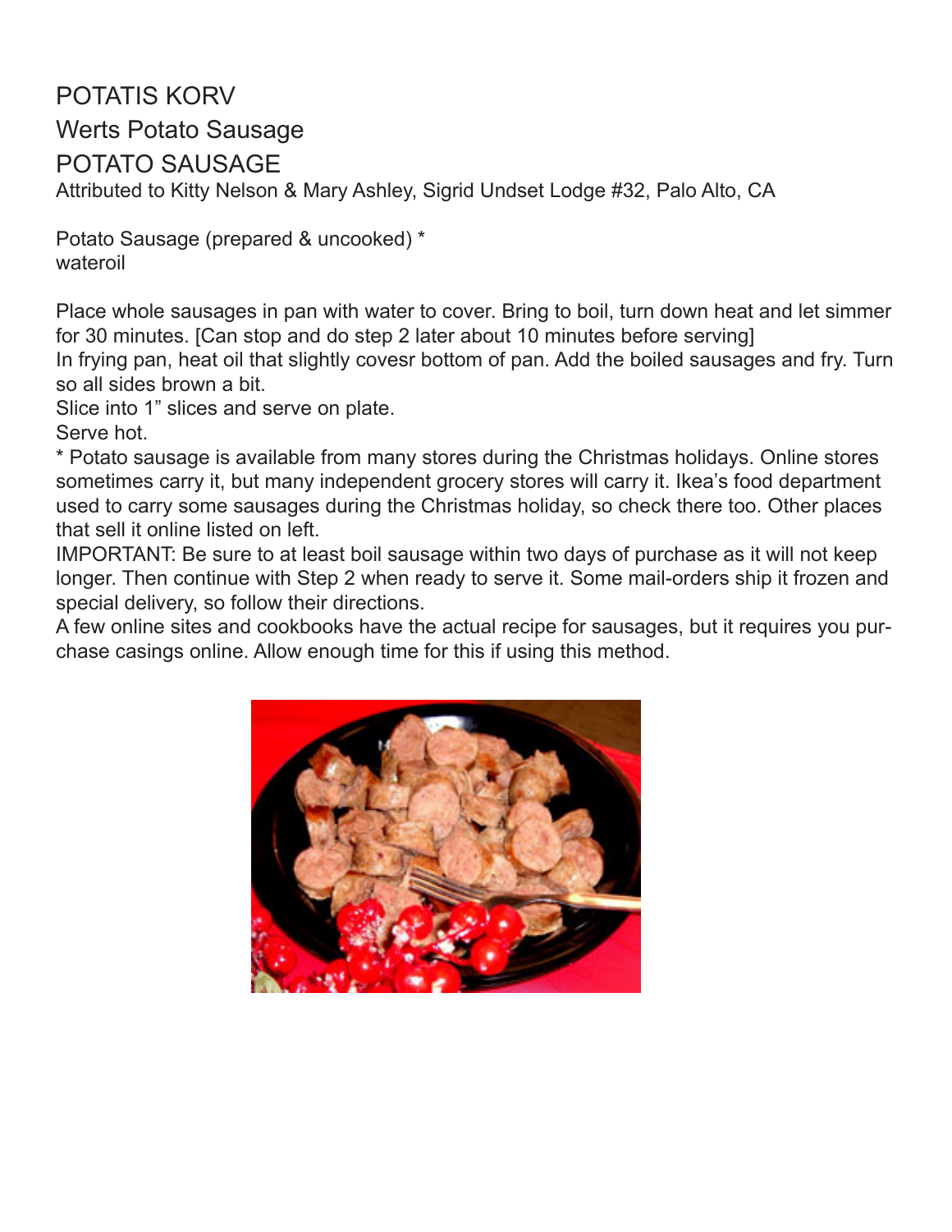# POTATIS KORV

## Werts Potato Sausage

## POTATO SAUSAGE

Attributed to Kitty Nelson & Mary Ashley, Sigrid Undset Lodge #32, Palo Alto, CA

Potato Sausage (prepared & uncooked) *
wateroil

Place whole sausages in pan with water to cover. Bring to boil, turn down heat and let simmer for 30 minutes. [Can stop and do step 2 later about 10 minutes before serving]
In frying pan, heat oil that slightly covesr bottom of pan. Add the boiled sausages and fry. Turn so all sides brown a bit.
Slice into 1" slices and serve on plate.
Serve hot.
* Potato sausage is available from many stores during the Christmas holidays. Online stores sometimes carry it, but many independent grocery stores will carry it. Ikea's food department used to carry some sausages during the Christmas holiday, so check there too. Other places that sell it online listed on left.
IMPORTANT: Be sure to at least boil sausage within two days of purchase as it will not keep longer. Then continue with Step 2 when ready to serve it. Some mail-orders ship it frozen and special delivery, so follow their directions.
A few online sites and cookbooks have the actual recipe for sausages, but it requires you purchase casings online. Allow enough time for this if using this method.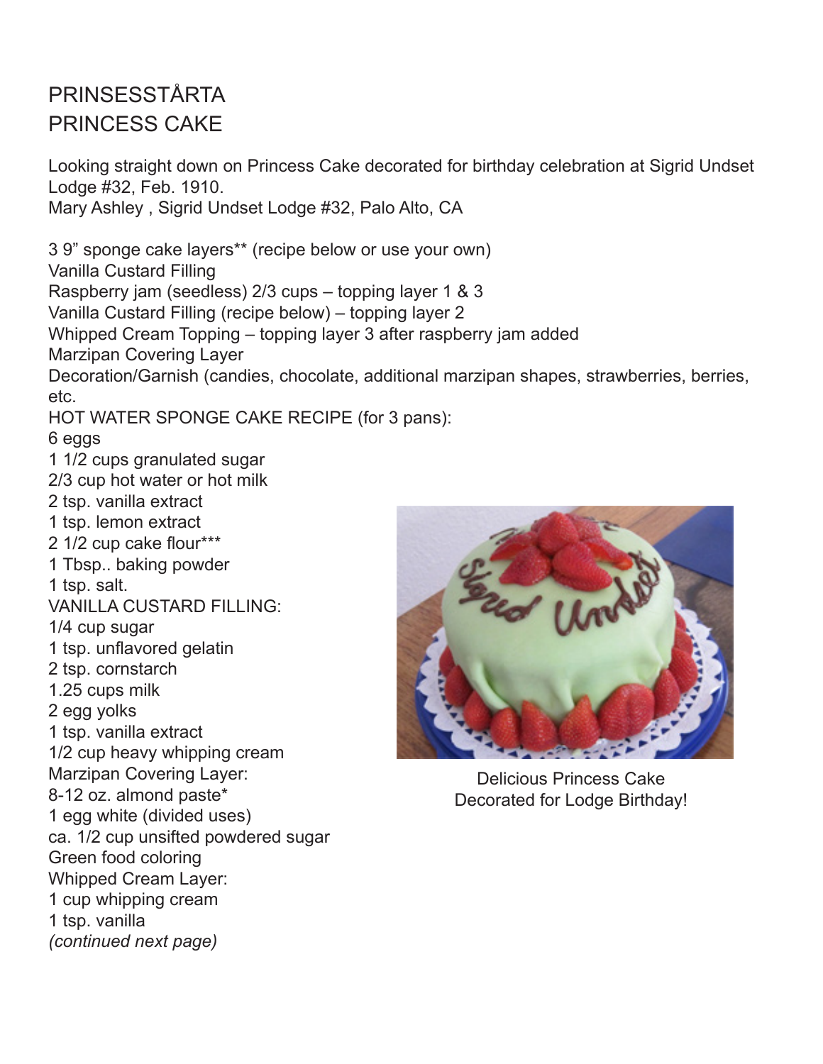# PRINSESSTÅRTA
# PRINCESS CAKE

Looking straight down on Princess Cake decorated for birthday celebration at Sigrid Undset Lodge #32, Feb. 1910.
Mary Ashley , Sigrid Undset Lodge #32, Palo Alto, CA

3 9" sponge cake layers** (recipe below or use your own)
Vanilla Custard Filling
Raspberry jam (seedless) 2/3 cups – topping layer 1 & 3
Vanilla Custard Filling (recipe below) – topping layer 2
Whipped Cream Topping – topping layer 3 after raspberry jam added
Marzipan Covering Layer
Decoration/Garnish (candies, chocolate, additional marzipan shapes, strawberries, berries, etc.

HOT WATER SPONGE CAKE RECIPE (for 3 pans):
6 eggs
1 1/2 cups granulated sugar
2/3 cup hot water or hot milk
2 tsp. vanilla extract
1 tsp. lemon extract
2 1/2 cup cake flour***
1 Tbsp.. baking powder
1 tsp. salt.

VANILLA CUSTARD FILLING:
1/4 cup sugar
1 tsp. unflavored gelatin
2 tsp. cornstarch
1.25 cups milk
2 egg yolks
1 tsp. vanilla extract
1/2 cup heavy whipping cream

Marzipan Covering Layer:
8-12 oz. almond paste*
1 egg white (divided uses)
ca. 1/2 cup unsifted powdered sugar
Green food coloring

Whipped Cream Layer:
1 cup whipping cream
1 tsp. vanilla

*(continued next page)*

Delicious Princess Cake
Decorated for Lodge Birthday!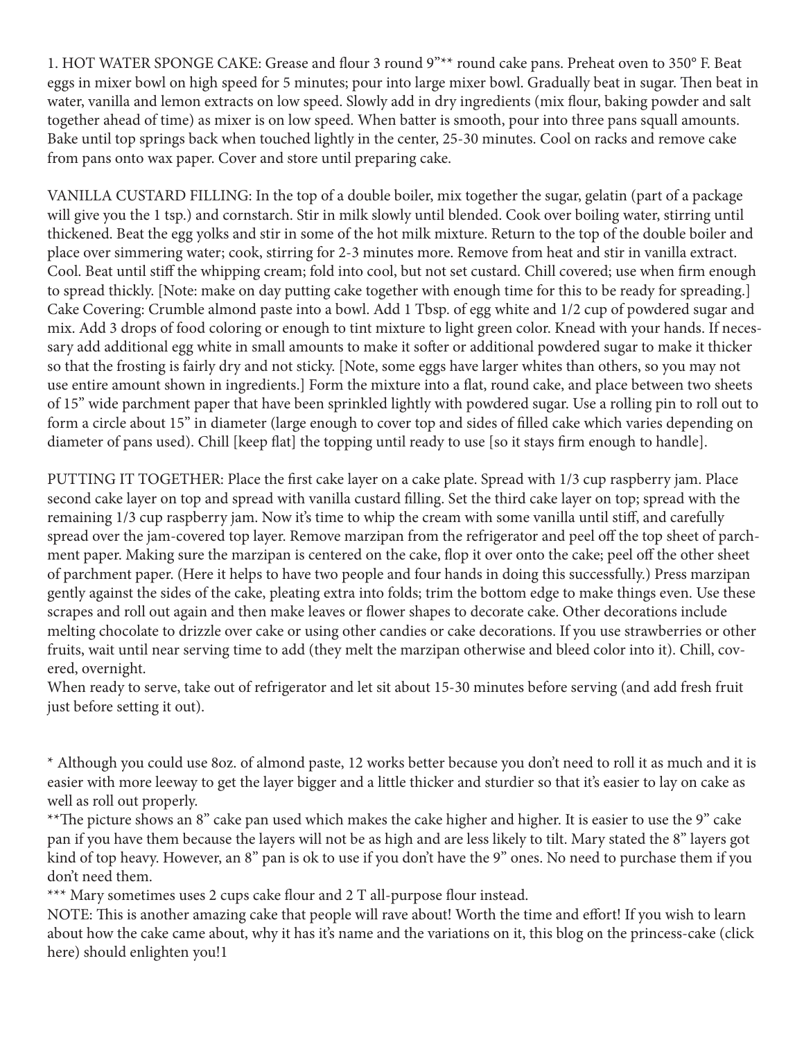1. HOT WATER SPONGE CAKE: Grease and flour 3 round 9"** round cake pans. Preheat oven to 350° F. Beat eggs in mixer bowl on high speed for 5 minutes; pour into large mixer bowl. Gradually beat in sugar. Then beat in water, vanilla and lemon extracts on low speed. Slowly add in dry ingredients (mix flour, baking powder and salt together ahead of time) as mixer is on low speed. When batter is smooth, pour into three pans squall amounts. Bake until top springs back when touched lightly in the center, 25-30 minutes. Cool on racks and remove cake from pans onto wax paper. Cover and store until preparing cake.

VANILLA CUSTARD FILLING: In the top of a double boiler, mix together the sugar, gelatin (part of a package will give you the 1 tsp.) and cornstarch. Stir in milk slowly until blended. Cook over boiling water, stirring until thickened. Beat the egg yolks and stir in some of the hot milk mixture. Return to the top of the double boiler and place over simmering water; cook, stirring for 2-3 minutes more. Remove from heat and stir in vanilla extract. Cool. Beat until stiff the whipping cream; fold into cool, but not set custard. Chill covered; use when firm enough to spread thickly. [Note: make on day putting cake together with enough time for this to be ready for spreading.] Cake Covering: Crumble almond paste into a bowl. Add 1 Tbsp. of egg white and 1/2 cup of powdered sugar and mix. Add 3 drops of food coloring or enough to tint mixture to light green color. Knead with your hands. If necessary add additional egg white in small amounts to make it softer or additional powdered sugar to make it thicker so that the frosting is fairly dry and not sticky. [Note, some eggs have larger whites than others, so you may not use entire amount shown in ingredients.] Form the mixture into a flat, round cake, and place between two sheets of 15" wide parchment paper that have been sprinkled lightly with powdered sugar. Use a rolling pin to roll out to form a circle about 15" in diameter (large enough to cover top and sides of filled cake which varies depending on diameter of pans used). Chill [keep flat] the topping until ready to use [so it stays firm enough to handle].

PUTTING IT TOGETHER: Place the first cake layer on a cake plate. Spread with 1/3 cup raspberry jam. Place second cake layer on top and spread with vanilla custard filling. Set the third cake layer on top; spread with the remaining 1/3 cup raspberry jam. Now it's time to whip the cream with some vanilla until stiff, and carefully spread over the jam-covered top layer. Remove marzipan from the refrigerator and peel off the top sheet of parchment paper. Making sure the marzipan is centered on the cake, flop it over onto the cake; peel off the other sheet of parchment paper. (Here it helps to have two people and four hands in doing this successfully.) Press marzipan gently against the sides of the cake, pleating extra into folds; trim the bottom edge to make things even. Use these scrapes and roll out again and then make leaves or flower shapes to decorate cake. Other decorations include melting chocolate to drizzle over cake or using other candies or cake decorations. If you use strawberries or other fruits, wait until near serving time to add (they melt the marzipan otherwise and bleed color into it). Chill, covered, overnight.
When ready to serve, take out of refrigerator and let sit about 15-30 minutes before serving (and add fresh fruit just before setting it out).

* Although you could use 8oz. of almond paste, 12 works better because you don't need to roll it as much and it is easier with more leeway to get the layer bigger and a little thicker and sturdier so that it's easier to lay on cake as well as roll out properly.
**The picture shows an 8" cake pan used which makes the cake higher and higher. It is easier to use the 9" cake pan if you have them because the layers will not be as high and are less likely to tilt. Mary stated the 8" layers got kind of top heavy. However, an 8" pan is ok to use if you don't have the 9" ones. No need to purchase them if you don't need them.
*** Mary sometimes uses 2 cups cake flour and 2 T all-purpose flour instead.
NOTE: This is another amazing cake that people will rave about! Worth the time and effort! If you wish to learn about how the cake came about, why it has it's name and the variations on it, this blog on the princess-cake (click here) should enlighten you!1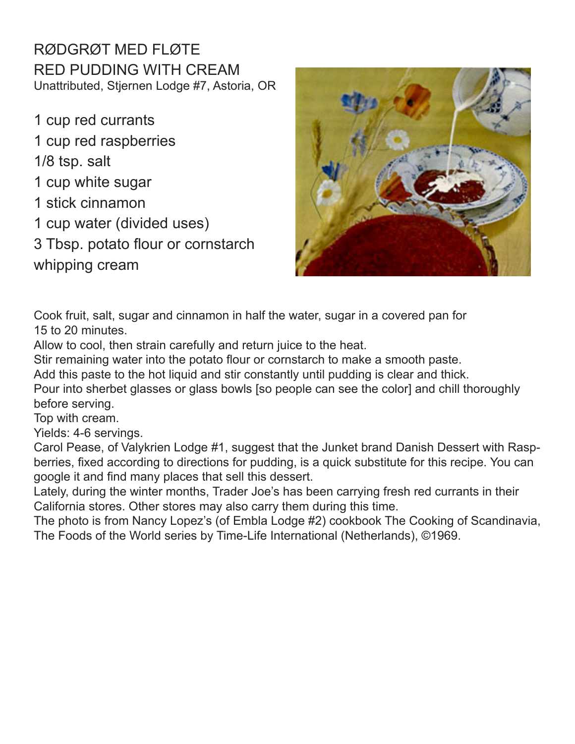# RØDGRØT MED FLØTE

## RED PUDDING WITH CREAM

Unattributed, Stjernen Lodge #7, Astoria, OR

- 1 cup red currants
- 1 cup red raspberries
- 1/8 tsp. salt
- 1 cup white sugar
- 1 stick cinnamon
- 1 cup water (divided uses)
- 3 Tbsp. potato flour or cornstarch
- whipping cream

Cook fruit, salt, sugar and cinnamon in half the water, sugar in a covered pan for 15 to 20 minutes.

Allow to cool, then strain carefully and return juice to the heat.

Stir remaining water into the potato flour or cornstarch to make a smooth paste.

Add this paste to the hot liquid and stir constantly until pudding is clear and thick.

Pour into sherbet glasses or glass bowls [so people can see the color] and chill thoroughly before serving.

Top with cream.

Yields: 4-6 servings.

Carol Pease, of Valykrien Lodge #1, suggest that the Junket brand Danish Dessert with Raspberries, fixed according to directions for pudding, is a quick substitute for this recipe. You can google it and find many places that sell this dessert.

Lately, during the winter months, Trader Joe's has been carrying fresh red currants in their California stores. Other stores may also carry them during this time.

The photo is from Nancy Lopez's (of Embla Lodge #2) cookbook The Cooking of Scandinavia, The Foods of the World series by Time-Life International (Netherlands), ©1969.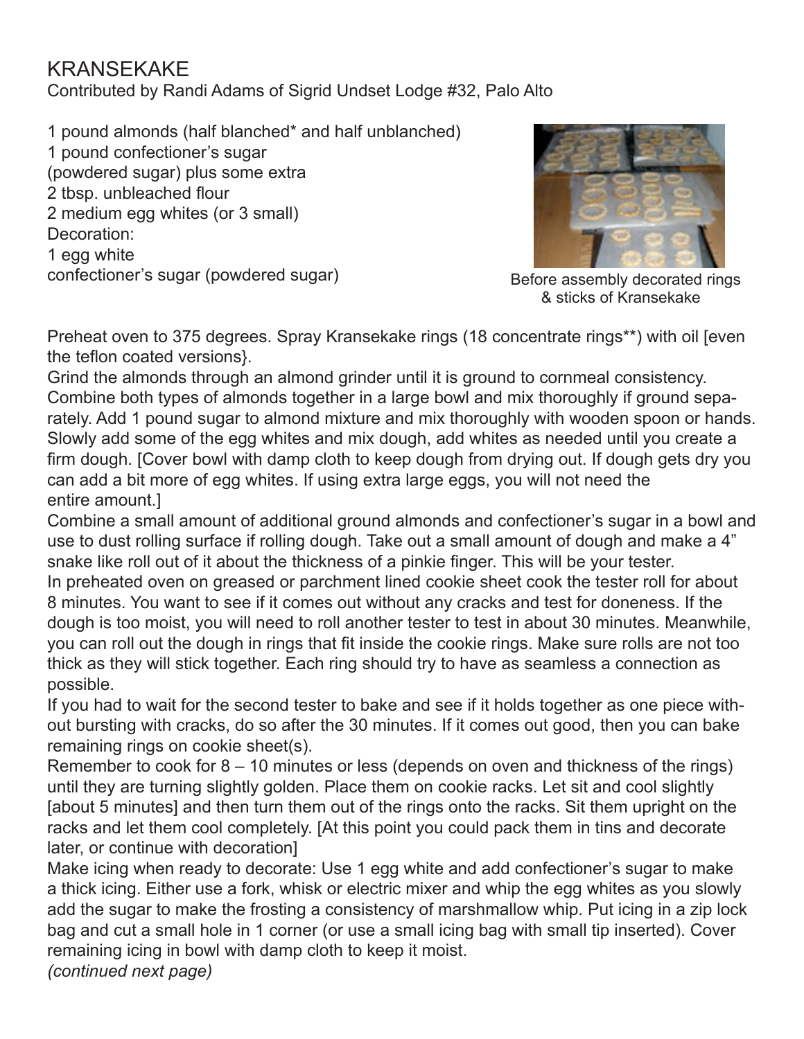# KRANSEKAKE

Contributed by Randi Adams of Sigrid Undset Lodge #32, Palo Alto

1 pound almonds (half blanched* and half unblanched)
1 pound confectioner's sugar
(powdered sugar) plus some extra
2 tbsp. unbleached flour
2 medium egg whites (or 3 small)
Decoration:
1 egg white
confectioner's sugar (powdered sugar)

Before assembly decorated rings & sticks of Kransekake

Preheat oven to 375 degrees. Spray Kransekake rings (18 concentrate rings**) with oil [even the teflon coated versions}.

Grind the almonds through an almond grinder until it is ground to cornmeal consistency. Combine both types of almonds together in a large bowl and mix thoroughly if ground separately. Add 1 pound sugar to almond mixture and mix thoroughly with wooden spoon or hands. Slowly add some of the egg whites and mix dough, add whites as needed until you create a firm dough. [Cover bowl with damp cloth to keep dough from drying out. If dough gets dry you can add a bit more of egg whites. If using extra large eggs, you will not need the entire amount.]

Combine a small amount of additional ground almonds and confectioner's sugar in a bowl and use to dust rolling surface if rolling dough. Take out a small amount of dough and make a 4" snake like roll out of it about the thickness of a pinkie finger. This will be your tester.

In preheated oven on greased or parchment lined cookie sheet cook the tester roll for about 8 minutes. You want to see if it comes out without any cracks and test for doneness. If the dough is too moist, you will need to roll another tester to test in about 30 minutes. Meanwhile, you can roll out the dough in rings that fit inside the cookie rings. Make sure rolls are not too thick as they will stick together. Each ring should try to have as seamless a connection as possible.

If you had to wait for the second tester to bake and see if it holds together as one piece without bursting with cracks, do so after the 30 minutes. If it comes out good, then you can bake remaining rings on cookie sheet(s).

Remember to cook for 8 – 10 minutes or less (depends on oven and thickness of the rings) until they are turning slightly golden. Place them on cookie racks. Let sit and cool slightly [about 5 minutes] and then turn them out of the rings onto the racks. Sit them upright on the racks and let them cool completely. [At this point you could pack them in tins and decorate later, or continue with decoration]

Make icing when ready to decorate: Use 1 egg white and add confectioner's sugar to make a thick icing. Either use a fork, whisk or electric mixer and whip the egg whites as you slowly add the sugar to make the frosting a consistency of marshmallow whip. Put icing in a zip lock bag and cut a small hole in 1 corner (or use a small icing bag with small tip inserted). Cover remaining icing in bowl with damp cloth to keep it moist.

*(continued next page)*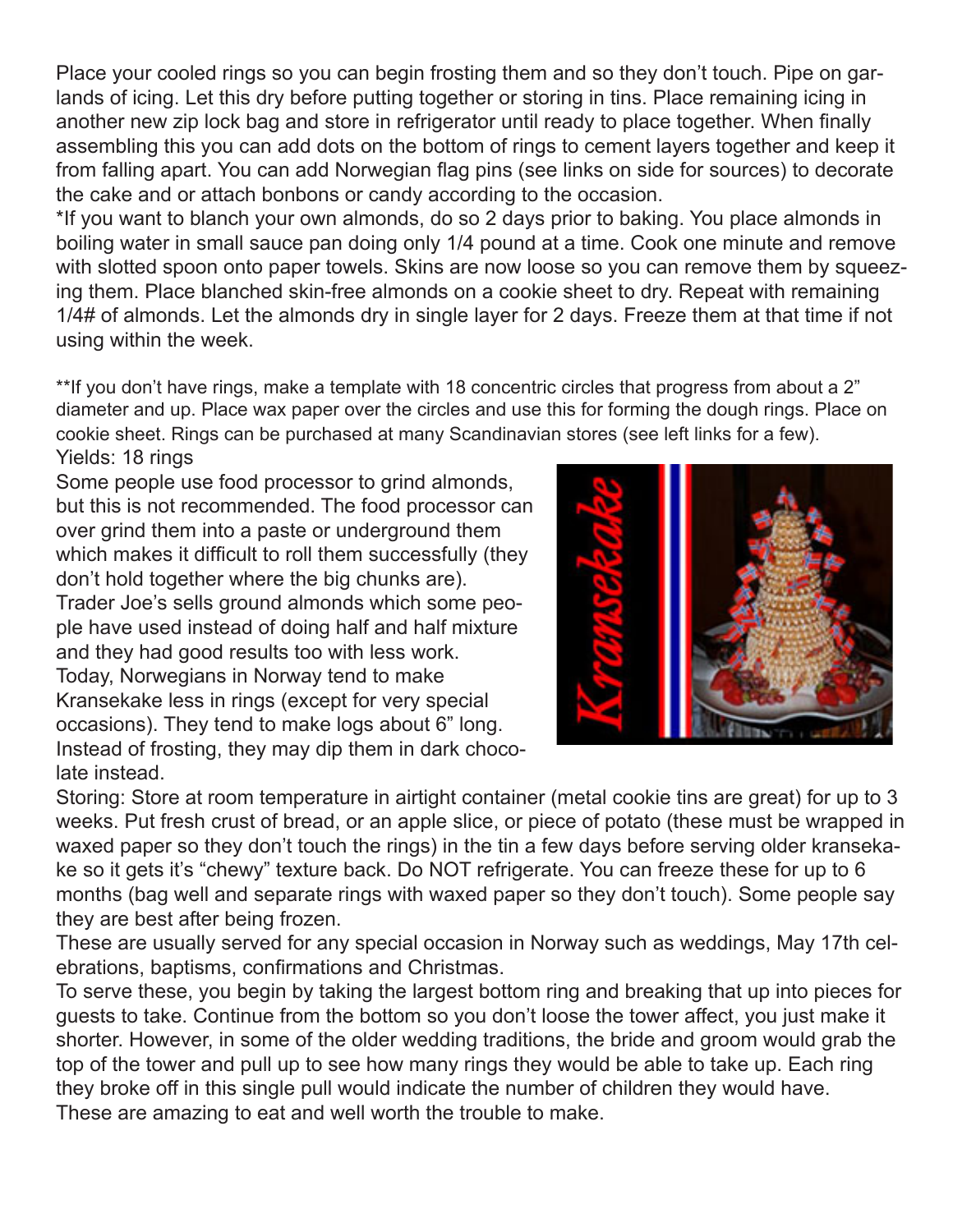Place your cooled rings so you can begin frosting them and so they don't touch. Pipe on garlands of icing. Let this dry before putting together or storing in tins. Place remaining icing in another new zip lock bag and store in refrigerator until ready to place together. When finally assembling this you can add dots on the bottom of rings to cement layers together and keep it from falling apart. You can add Norwegian flag pins (see links on side for sources) to decorate the cake and or attach bonbons or candy according to the occasion.

*If you want to blanch your own almonds, do so 2 days prior to baking. You place almonds in boiling water in small sauce pan doing only 1/4 pound at a time. Cook one minute and remove with slotted spoon onto paper towels. Skins are now loose so you can remove them by squeezing them. Place blanched skin-free almonds on a cookie sheet to dry. Repeat with remaining 1/4# of almonds. Let the almonds dry in single layer for 2 days. Freeze them at that time if not using within the week.

**If you don't have rings, make a template with 18 concentric circles that progress from about a 2" diameter and up. Place wax paper over the circles and use this for forming the dough rings. Place on cookie sheet. Rings can be purchased at many Scandinavian stores (see left links for a few).

Yields: 18 rings

Some people use food processor to grind almonds, but this is not recommended. The food processor can over grind them into a paste or underground them which makes it difficult to roll them successfully (they don't hold together where the big chunks are).

Trader Joe's sells ground almonds which some people have used instead of doing half and half mixture and they had good results too with less work.

Today, Norwegians in Norway tend to make Kransekake less in rings (except for very special occasions). They tend to make logs about 6" long. Instead of frosting, they may dip them in dark chocolate instead.

Storing: Store at room temperature in airtight container (metal cookie tins are great) for up to 3 weeks. Put fresh crust of bread, or an apple slice, or piece of potato (these must be wrapped in waxed paper so they don't touch the rings) in the tin a few days before serving older kransekake so it gets it's "chewy" texture back. Do NOT refrigerate. You can freeze these for up to 6 months (bag well and separate rings with waxed paper so they don't touch). Some people say they are best after being frozen.

These are usually served for any special occasion in Norway such as weddings, May 17th celebrations, baptisms, confirmations and Christmas.

To serve these, you begin by taking the largest bottom ring and breaking that up into pieces for guests to take. Continue from the bottom so you don't loose the tower affect, you just make it shorter. However, in some of the older wedding traditions, the bride and groom would grab the top of the tower and pull up to see how many rings they would be able to take up. Each ring they broke off in this single pull would indicate the number of children they would have.

These are amazing to eat and well worth the trouble to make.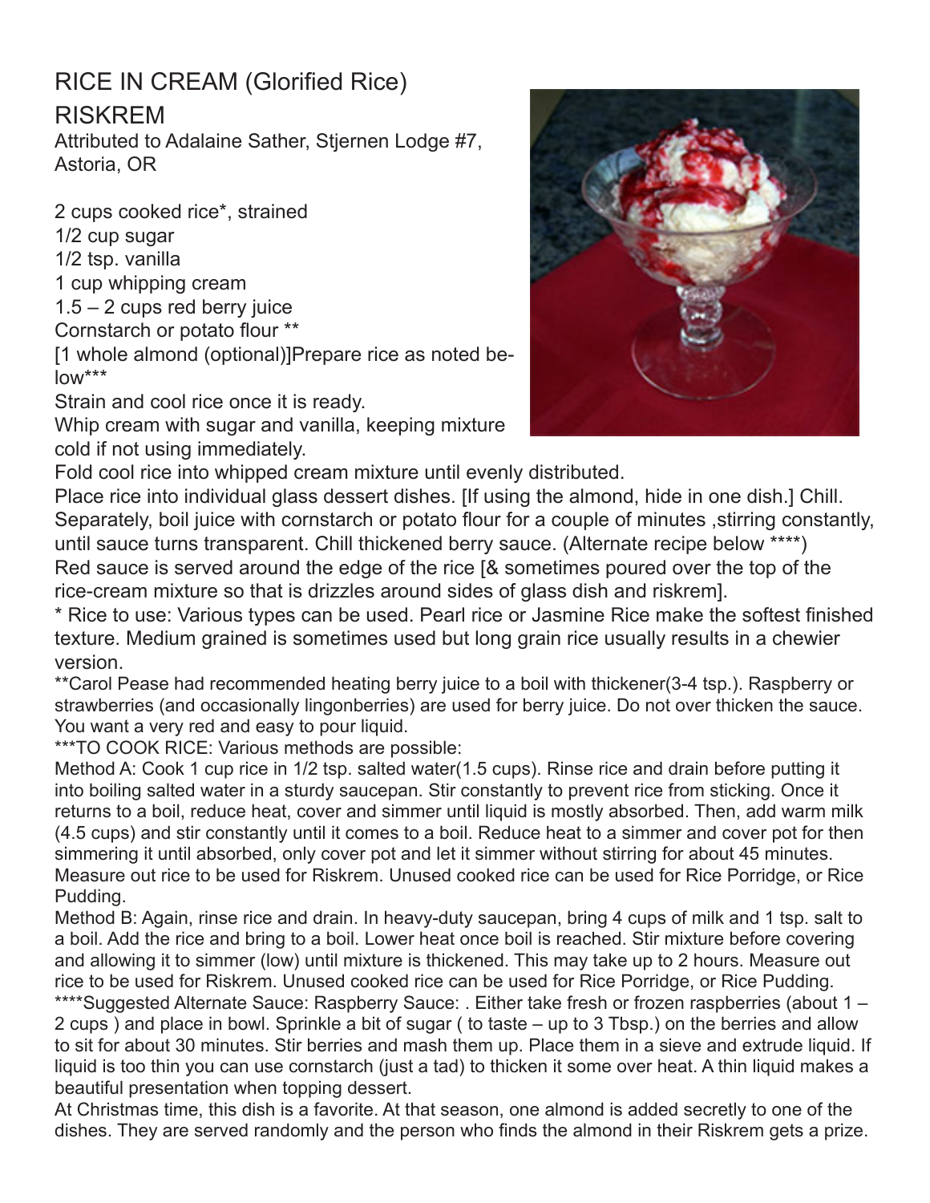# RICE IN CREAM (Glorified Rice)

## RISKREM

Attributed to Adalaine Sather, Stjernen Lodge #7, Astoria, OR

2 cups cooked rice*, strained
1/2 cup sugar
1/2 tsp. vanilla
1 cup whipping cream
1.5 – 2 cups red berry juice
Cornstarch or potato flour **
[1 whole almond (optional)]Prepare rice as noted below***

Strain and cool rice once it is ready.
Whip cream with sugar and vanilla, keeping mixture cold if not using immediately.
Fold cool rice into whipped cream mixture until evenly distributed.
Place rice into individual glass dessert dishes. [If using the almond, hide in one dish.] Chill.
Separately, boil juice with cornstarch or potato flour for a couple of minutes ,stirring constantly, until sauce turns transparent. Chill thickened berry sauce. (Alternate recipe below ****)
Red sauce is served around the edge of the rice [& sometimes poured over the top of the rice-cream mixture so that is drizzles around sides of glass dish and riskrem].

* Rice to use: Various types can be used. Pearl rice or Jasmine Rice make the softest finished texture. Medium grained is sometimes used but long grain rice usually results in a chewier version.

**Carol Pease had recommended heating berry juice to a boil with thickener(3-4 tsp.). Raspberry or strawberries (and occasionally lingonberries) are used for berry juice. Do not over thicken the sauce. You want a very red and easy to pour liquid.

***TO COOK RICE: Various methods are possible:

Method A: Cook 1 cup rice in 1/2 tsp. salted water(1.5 cups). Rinse rice and drain before putting it into boiling salted water in a sturdy saucepan. Stir constantly to prevent rice from sticking. Once it returns to a boil, reduce heat, cover and simmer until liquid is mostly absorbed. Then, add warm milk (4.5 cups) and stir constantly until it comes to a boil. Reduce heat to a simmer and cover pot for then simmering it until absorbed, only cover pot and let it simmer without stirring for about 45 minutes. Measure out rice to be used for Riskrem. Unused cooked rice can be used for Rice Porridge, or Rice Pudding.

Method B: Again, rinse rice and drain. In heavy-duty saucepan, bring 4 cups of milk and 1 tsp. salt to a boil. Add the rice and bring to a boil. Lower heat once boil is reached. Stir mixture before covering and allowing it to simmer (low) until mixture is thickened. This may take up to 2 hours. Measure out rice to be used for Riskrem. Unused cooked rice can be used for Rice Porridge, or Rice Pudding.

****Suggested Alternate Sauce: Raspberry Sauce: . Either take fresh or frozen raspberries (about 1 – 2 cups ) and place in bowl. Sprinkle a bit of sugar ( to taste – up to 3 Tbsp.) on the berries and allow to sit for about 30 minutes. Stir berries and mash them up. Place them in a sieve and extrude liquid. If liquid is too thin you can use cornstarch (just a tad) to thicken it some over heat. A thin liquid makes a beautiful presentation when topping dessert.

At Christmas time, this dish is a favorite. At that season, one almond is added secretly to one of the dishes. They are served randomly and the person who finds the almond in their Riskrem gets a prize.